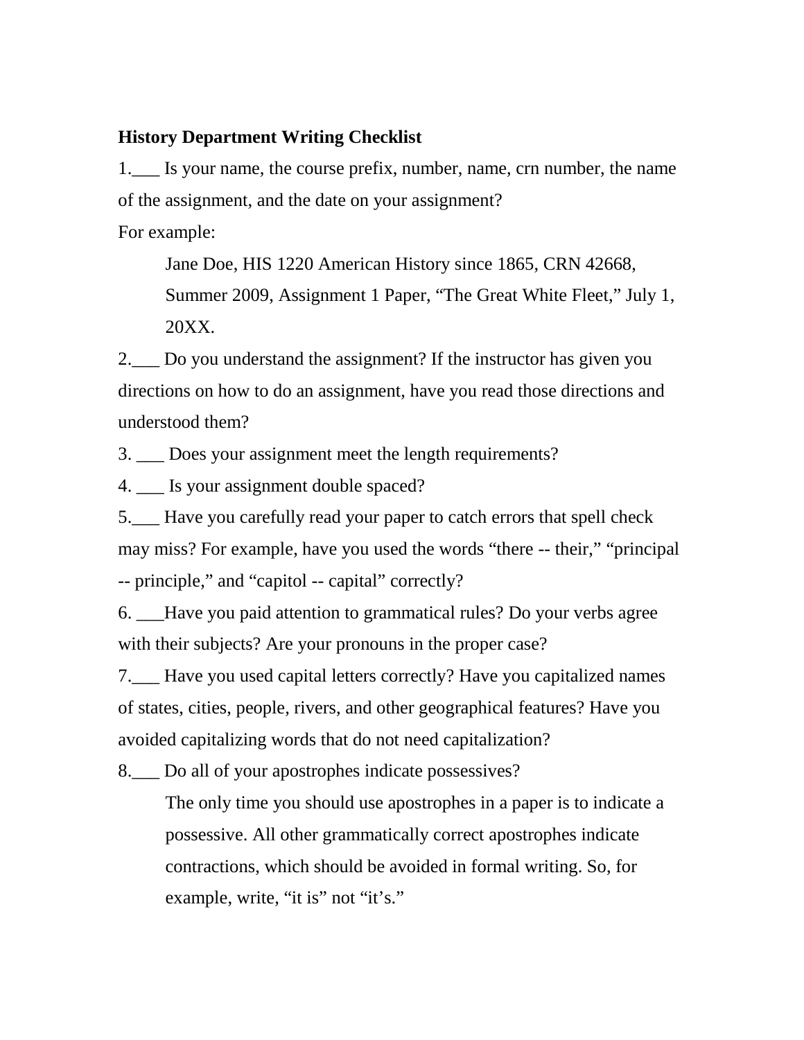**History Department Writing Checklist**

1.___ Is your name, the course prefix, number, name, crn number, the name of the assignment, and the date on your assignment?

For example:

> Jane Doe, HIS 1220 American History since 1865, CRN 42668, Summer 2009, Assignment 1 Paper, "The Great White Fleet," July 1, 20XX.

2.___ Do you understand the assignment? If the instructor has given you directions on how to do an assignment, have you read those directions and understood them?

3. ___ Does your assignment meet the length requirements?

4. ___ Is your assignment double spaced?

5.___ Have you carefully read your paper to catch errors that spell check may miss? For example, have you used the words "there -- their," "principal -- principle," and "capitol -- capital" correctly?

6. ___Have you paid attention to grammatical rules? Do your verbs agree with their subjects? Are your pronouns in the proper case?

7.___ Have you used capital letters correctly? Have you capitalized names of states, cities, people, rivers, and other geographical features? Have you avoided capitalizing words that do not need capitalization?

8.___ Do all of your apostrophes indicate possessives?

> The only time you should use apostrophes in a paper is to indicate a possessive. All other grammatically correct apostrophes indicate contractions, which should be avoided in formal writing. So, for example, write, "it is" not "it's."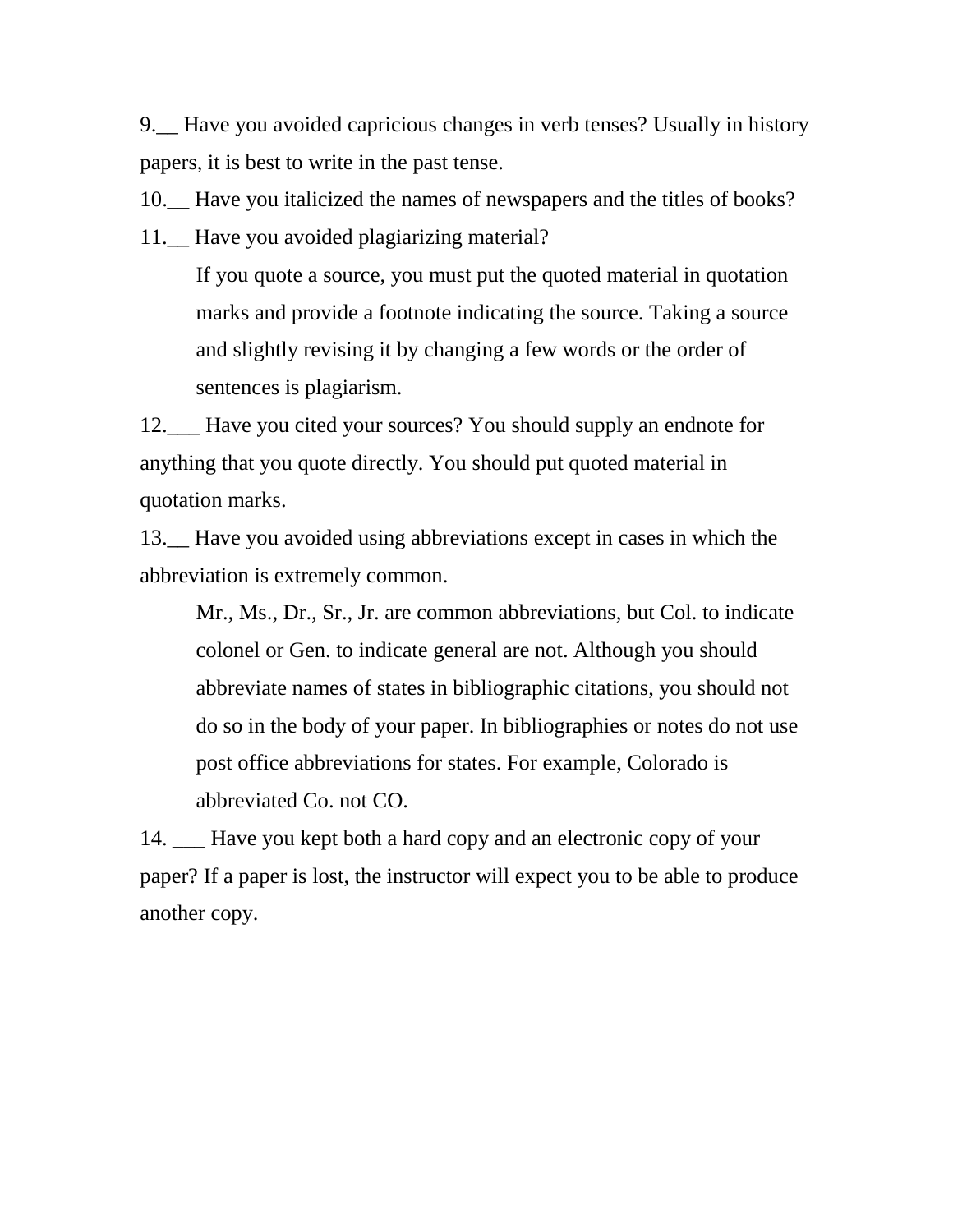9.__ Have you avoided capricious changes in verb tenses? Usually in history papers, it is best to write in the past tense.

10.__ Have you italicized the names of newspapers and the titles of books?

11.__ Have you avoided plagiarizing material?

> If you quote a source, you must put the quoted material in quotation marks and provide a footnote indicating the source. Taking a source and slightly revising it by changing a few words or the order of sentences is plagiarism.

12.___ Have you cited your sources? You should supply an endnote for anything that you quote directly. You should put quoted material in quotation marks.

13.__ Have you avoided using abbreviations except in cases in which the abbreviation is extremely common.

> Mr., Ms., Dr., Sr., Jr. are common abbreviations, but Col. to indicate colonel or Gen. to indicate general are not. Although you should abbreviate names of states in bibliographic citations, you should not do so in the body of your paper. In bibliographies or notes do not use post office abbreviations for states. For example, Colorado is abbreviated Co. not CO.

14. ___ Have you kept both a hard copy and an electronic copy of your paper? If a paper is lost, the instructor will expect you to be able to produce another copy.